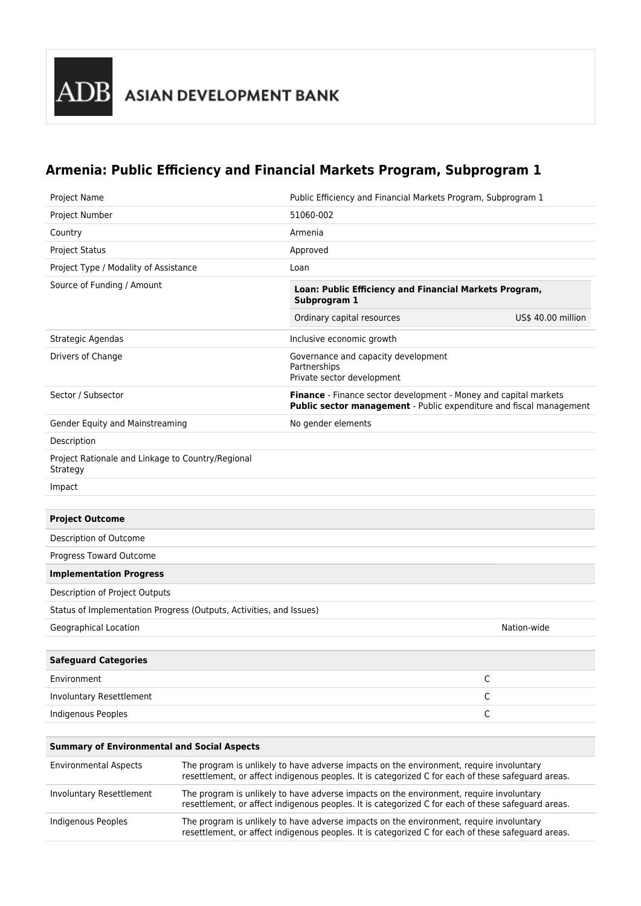ASIAN DEVELOPMENT BANK

# Armenia: Public Efficiency and Financial Markets Program, Subprogram 1

| | |
|---|---|
| Project Name | Public Efficiency and Financial Markets Program, Subprogram 1 |
| Project Number | 51060-002 |
| Country | Armenia |
| Project Status | Approved |
| Project Type / Modality of Assistance | Loan |
| Source of Funding / Amount | **Loan: Public Efficiency and Financial Markets Program, Subprogram 1**<br>Ordinary capital resources — US$ 40.00 million |
| Strategic Agendas | Inclusive economic growth |
| Drivers of Change | Governance and capacity development<br>Partnerships<br>Private sector development |
| Sector / Subsector | **Finance** - Finance sector development - Money and capital markets<br>**Public sector management** - Public expenditure and fiscal management |
| Gender Equity and Mainstreaming | No gender elements |
| Description | |
| Project Rationale and Linkage to Country/Regional Strategy | |
| Impact | |

| **Project Outcome** | |
|---|---|
| Description of Outcome | |
| Progress Toward Outcome | |
| **Implementation Progress** | |
| Description of Project Outputs | |
| Status of Implementation Progress (Outputs, Activities, and Issues) | |
| Geographical Location | Nation-wide |

| **Safeguard Categories** | |
|---|---|
| Environment | C |
| Involuntary Resettlement | C |
| Indigenous Peoples | C |

| **Summary of Environmental and Social Aspects** | |
|---|---|
| Environmental Aspects | The program is unlikely to have adverse impacts on the environment, require involuntary resettlement, or affect indigenous peoples. It is categorized C for each of these safeguard areas. |
| Involuntary Resettlement | The program is unlikely to have adverse impacts on the environment, require involuntary resettlement, or affect indigenous peoples. It is categorized C for each of these safeguard areas. |
| Indigenous Peoples | The program is unlikely to have adverse impacts on the environment, require involuntary resettlement, or affect indigenous peoples. It is categorized C for each of these safeguard areas. |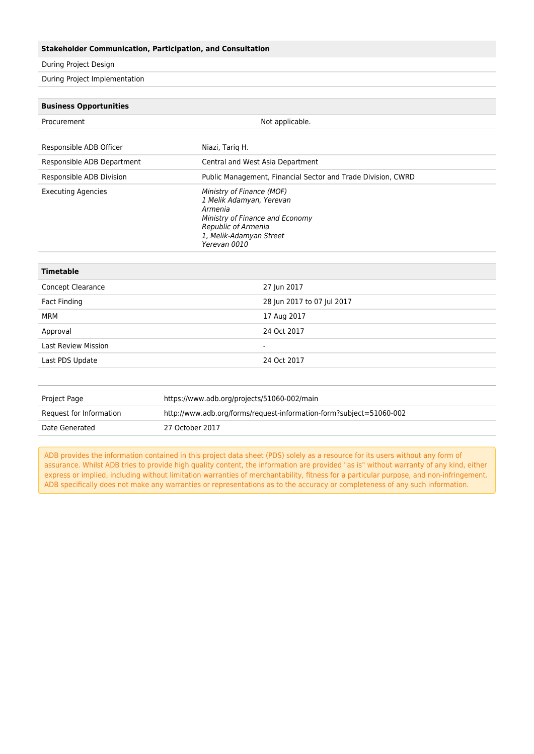| Stakeholder Communication, Participation, and Consultation | |
|---|---|
| During Project Design | |
| During Project Implementation | |

| Business Opportunities | |
|---|---|
| Procurement | Not applicable. |

| | |
|---|---|
| Responsible ADB Officer | Niazi, Tariq H. |
| Responsible ADB Department | Central and West Asia Department |
| Responsible ADB Division | Public Management, Financial Sector and Trade Division, CWRD |
| Executing Agencies | *Ministry of Finance (MOF)*<br>*1 Melik Adamyan, Yerevan*<br>*Armenia*<br>*Ministry of Finance and Economy*<br>*Republic of Armenia*<br>*1, Melik-Adamyan Street*<br>*Yerevan 0010* |

| Timetable | |
|---|---|
| Concept Clearance | 27 Jun 2017 |
| Fact Finding | 28 Jun 2017 to 07 Jul 2017 |
| MRM | 17 Aug 2017 |
| Approval | 24 Oct 2017 |
| Last Review Mission | - |
| Last PDS Update | 24 Oct 2017 |

| | |
|---|---|
| Project Page | https://www.adb.org/projects/51060-002/main |
| Request for Information | http://www.adb.org/forms/request-information-form?subject=51060-002 |
| Date Generated | 27 October 2017 |

ADB provides the information contained in this project data sheet (PDS) solely as a resource for its users without any form of assurance. Whilst ADB tries to provide high quality content, the information are provided "as is" without warranty of any kind, either express or implied, including without limitation warranties of merchantability, fitness for a particular purpose, and non-infringement. ADB specifically does not make any warranties or representations as to the accuracy or completeness of any such information.